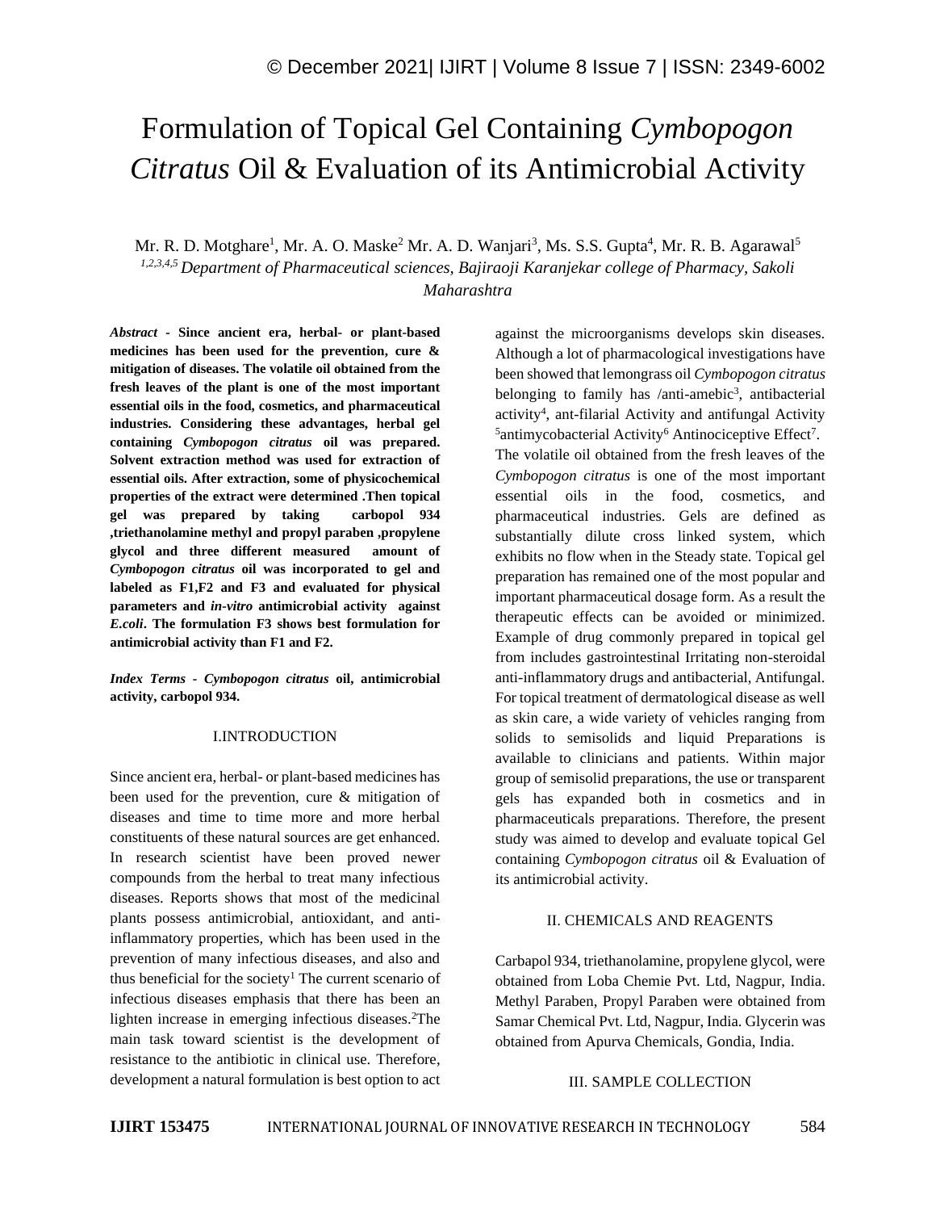# Formulation of Topical Gel Containing *Cymbopogon Citratus* Oil & Evaluation of its Antimicrobial Activity

Mr. R. D. Motghare[1], Mr. A. O. Maske[2] Mr. A. D. Wanjari[3], Ms. S.S. Gupta[4], Mr. R. B. Agarawal[5]

[1,2,3,4,5] *Department of Pharmaceutical sciences, Bajiraoji Karanjekar college of Pharmacy, Sakoli Maharashtra*

***Abstract* - Since ancient era, herbal- or plant-based medicines has been used for the prevention, cure & mitigation of diseases. The volatile oil obtained from the fresh leaves of the plant is one of the most important essential oils in the food, cosmetics, and pharmaceutical industries. Considering these advantages, herbal gel containing *Cymbopogon citratus* oil was prepared. Solvent extraction method was used for extraction of essential oils. After extraction, some of physicochemical properties of the extract were determined .Then topical gel was prepared by taking carbopol 934 ,triethanolamine methyl and propyl paraben ,propylene glycol and three different measured amount of *Cymbopogon citratus* oil was incorporated to gel and labeled as F1,F2 and F3 and evaluated for physical parameters and *in-vitro* antimicrobial activity against *E.coli*. The formulation F3 shows best formulation for antimicrobial activity than F1 and F2.**

***Index Terms* - *Cymbopogon citratus* oil, antimicrobial activity, carbopol 934.**

## I.INTRODUCTION

Since ancient era, herbal- or plant-based medicines has been used for the prevention, cure & mitigation of diseases and time to time more and more herbal constituents of these natural sources are get enhanced. In research scientist have been proved newer compounds from the herbal to treat many infectious diseases. Reports shows that most of the medicinal plants possess antimicrobial, antioxidant, and anti-inflammatory properties, which has been used in the prevention of many infectious diseases, and also and thus beneficial for the society[1] The current scenario of infectious diseases emphasis that there has been an lighten increase in emerging infectious diseases.[2]The main task toward scientist is the development of resistance to the antibiotic in clinical use. Therefore, development a natural formulation is best option to act against the microorganisms develops skin diseases. Although a lot of pharmacological investigations have been showed that lemongrass oil *Cymbopogon citratus* belonging to family has /anti-amebic[3], antibacterial activity[4], ant-filarial Activity and antifungal Activity [5]antimycobacterial Activity[6] Antinociceptive Effect[7]. The volatile oil obtained from the fresh leaves of the *Cymbopogon citratus* is one of the most important essential oils in the food, cosmetics, and pharmaceutical industries. Gels are defined as substantially dilute cross linked system, which exhibits no flow when in the Steady state. Topical gel preparation has remained one of the most popular and important pharmaceutical dosage form. As a result the therapeutic effects can be avoided or minimized. Example of drug commonly prepared in topical gel from includes gastrointestinal Irritating non-steroidal anti-inflammatory drugs and antibacterial, Antifungal. For topical treatment of dermatological disease as well as skin care, a wide variety of vehicles ranging from solids to semisolids and liquid Preparations is available to clinicians and patients. Within major group of semisolid preparations, the use or transparent gels has expanded both in cosmetics and in pharmaceuticals preparations. Therefore, the present study was aimed to develop and evaluate topical Gel containing *Cymbopogon citratus* oil & Evaluation of its antimicrobial activity.

## II. CHEMICALS AND REAGENTS

Carbapol 934, triethanolamine, propylene glycol, were obtained from Loba Chemie Pvt. Ltd, Nagpur, India. Methyl Paraben, Propyl Paraben were obtained from Samar Chemical Pvt. Ltd, Nagpur, India. Glycerin was obtained from Apurva Chemicals, Gondia, India.

## III. SAMPLE COLLECTION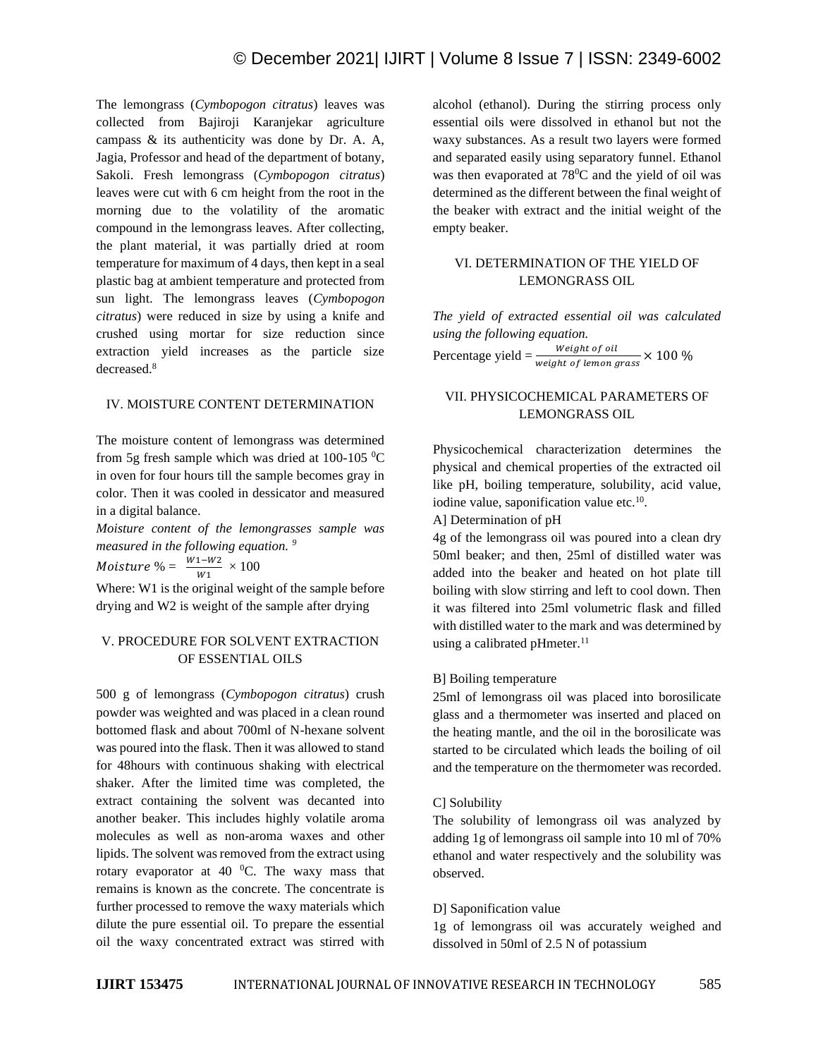The lemongrass (*Cymbopogon citratus*) leaves was collected from Bajiroji Karanjekar agriculture campass & its authenticity was done by Dr. A. A, Jagia, Professor and head of the department of botany, Sakoli. Fresh lemongrass (*Cymbopogon citratus*) leaves were cut with 6 cm height from the root in the morning due to the volatility of the aromatic compound in the lemongrass leaves. After collecting, the plant material, it was partially dried at room temperature for maximum of 4 days, then kept in a seal plastic bag at ambient temperature and protected from sun light. The lemongrass leaves (*Cymbopogon citratus*) were reduced in size by using a knife and crushed using mortar for size reduction since extraction yield increases as the particle size decreased.[8]

## IV. MOISTURE CONTENT DETERMINATION

The moisture content of lemongrass was determined from 5g fresh sample which was dried at 100-105 $^0$C in oven for four hours till the sample becomes gray in color. Then it was cooled in dessicator and measured in a digital balance.

*Moisture content of the lemongrasses sample was measured in the following equation.* [9]

$$Moisture\ \% = \frac{W1-W2}{W1} \times 100$$

Where: W1 is the original weight of the sample before drying and W2 is weight of the sample after drying

## V. PROCEDURE FOR SOLVENT EXTRACTION OF ESSENTIAL OILS

500 g of lemongrass (*Cymbopogon citratus*) crush powder was weighted and was placed in a clean round bottomed flask and about 700ml of N-hexane solvent was poured into the flask. Then it was allowed to stand for 48hours with continuous shaking with electrical shaker. After the limited time was completed, the extract containing the solvent was decanted into another beaker. This includes highly volatile aroma molecules as well as non-aroma waxes and other lipids. The solvent was removed from the extract using rotary evaporator at 40 $^0$C. The waxy mass that remains is known as the concrete. The concentrate is further processed to remove the waxy materials which dilute the pure essential oil. To prepare the essential oil the waxy concentrated extract was stirred with alcohol (ethanol). During the stirring process only essential oils were dissolved in ethanol but not the waxy substances. As a result two layers were formed and separated easily using separatory funnel. Ethanol was then evaporated at 78$^0$C and the yield of oil was determined as the different between the final weight of the beaker with extract and the initial weight of the empty beaker.

## VI. DETERMINATION OF THE YIELD OF LEMONGRASS OIL

*The yield of extracted essential oil was calculated using the following equation.*

$$\text{Percentage yield} = \frac{Weight\ of\ oil}{weight\ of\ lemon\ grass} \times 100\ \%$$

## VII. PHYSICOCHEMICAL PARAMETERS OF LEMONGRASS OIL

Physicochemical characterization determines the physical and chemical properties of the extracted oil like pH, boiling temperature, solubility, acid value, iodine value, saponification value etc.[10].

A] Determination of pH

4g of the lemongrass oil was poured into a clean dry 50ml beaker; and then, 25ml of distilled water was added into the beaker and heated on hot plate till boiling with slow stirring and left to cool down. Then it was filtered into 25ml volumetric flask and filled with distilled water to the mark and was determined by using a calibrated pHmeter.[11]

B] Boiling temperature

25ml of lemongrass oil was placed into borosilicate glass and a thermometer was inserted and placed on the heating mantle, and the oil in the borosilicate was started to be circulated which leads the boiling of oil and the temperature on the thermometer was recorded.

C] Solubility

The solubility of lemongrass oil was analyzed by adding 1g of lemongrass oil sample into 10 ml of 70% ethanol and water respectively and the solubility was observed.

D] Saponification value

1g of lemongrass oil was accurately weighed and dissolved in 50ml of 2.5 N of potassium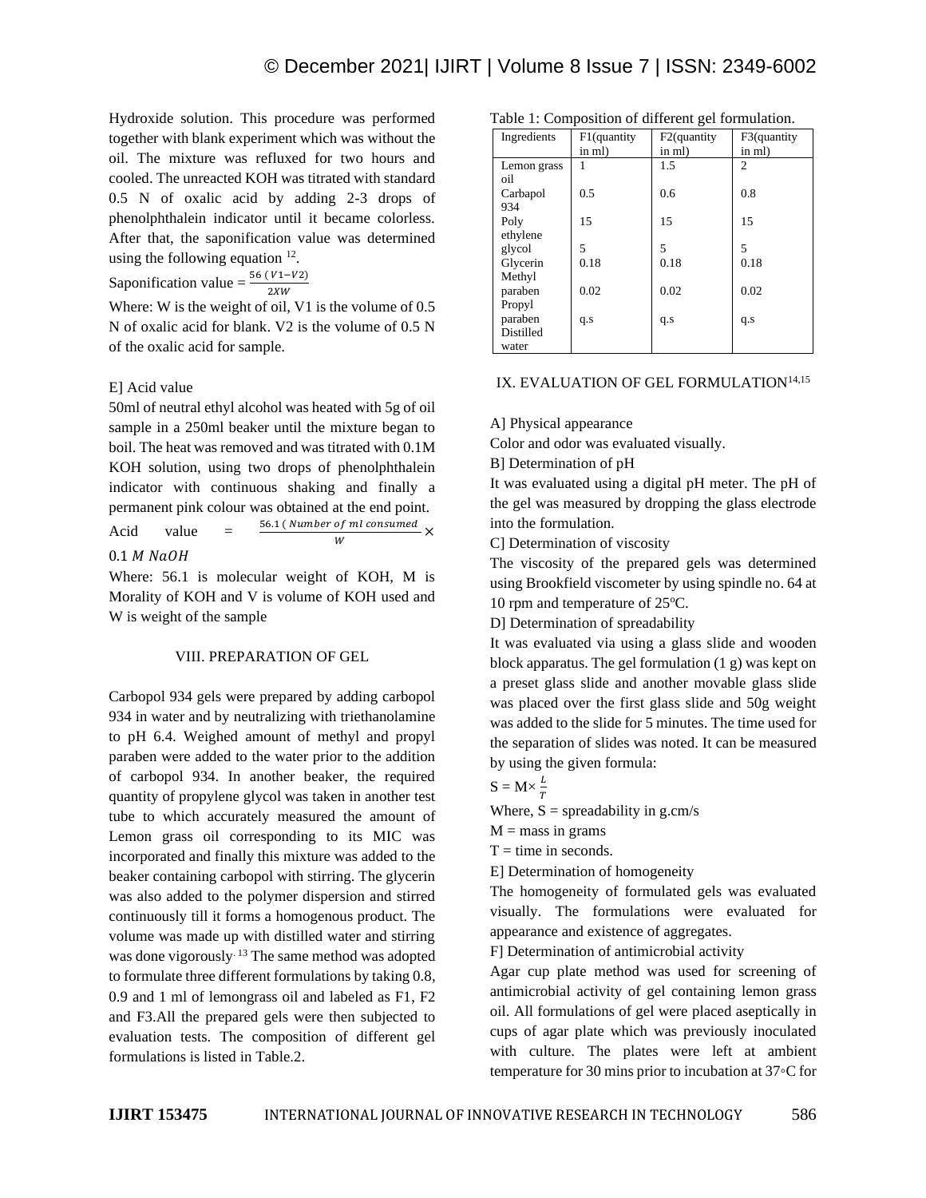Hydroxide solution. This procedure was performed together with blank experiment which was without the oil. The mixture was refluxed for two hours and cooled. The unreacted KOH was titrated with standard 0.5 N of oxalic acid by adding 2-3 drops of phenolphthalein indicator until it became colorless. After that, the saponification value was determined using the following equation [12].

Saponification value = $\frac{56\ (V1-V2)}{2XW}$

Where: W is the weight of oil, V1 is the volume of 0.5 N of oxalic acid for blank. V2 is the volume of 0.5 N of the oxalic acid for sample.

E] Acid value

50ml of neutral ethyl alcohol was heated with 5g of oil sample in a 250ml beaker until the mixture began to boil. The heat was removed and was titrated with 0.1M KOH solution, using two drops of phenolphthalein indicator with continuous shaking and finally a permanent pink colour was obtained at the end point.

Acid value = $\frac{56.1\ (Number\ of\ ml\ consumed}{W} \times 0.1\ M\ NaOH$

Where: 56.1 is molecular weight of KOH, M is Morality of KOH and V is volume of KOH used and W is weight of the sample

## VIII. PREPARATION OF GEL

Carbopol 934 gels were prepared by adding carbopol 934 in water and by neutralizing with triethanolamine to pH 6.4. Weighed amount of methyl and propyl paraben were added to the water prior to the addition of carbopol 934. In another beaker, the required quantity of propylene glycol was taken in another test tube to which accurately measured the amount of Lemon grass oil corresponding to its MIC was incorporated and finally this mixture was added to the beaker containing carbopol with stirring. The glycerin was also added to the polymer dispersion and stirred continuously till it forms a homogenous product. The volume was made up with distilled water and stirring was done vigorously. [13] The same method was adopted to formulate three different formulations by taking 0.8, 0.9 and 1 ml of lemongrass oil and labeled as F1, F2 and F3.All the prepared gels were then subjected to evaluation tests. The composition of different gel formulations is listed in Table.2.

Table 1: Composition of different gel formulation.

| Ingredients | F1(quantity in ml) | F2(quantity in ml) | F3(quantity in ml) |
|---|---|---|---|
| Lemon grass oil | 1 | 1.5 | 2 |
| Carbapol 934 | 0.5 | 0.6 | 0.8 |
| Poly ethylene glycol | 15 | 15 | 15 |
| Glycerin | 5 | 5 | 5 |
| Methyl paraben | 0.18 | 0.18 | 0.18 |
| Propyl paraben | 0.02 | 0.02 | 0.02 |
| Distilled water | q.s | q.s | q.s |

## IX. EVALUATION OF GEL FORMULATION[14,15]

A] Physical appearance

Color and odor was evaluated visually.

B] Determination of pH

It was evaluated using a digital pH meter. The pH of the gel was measured by dropping the glass electrode into the formulation.

C] Determination of viscosity

The viscosity of the prepared gels was determined using Brookfield viscometer by using spindle no. 64 at 10 rpm and temperature of 25ºC.

D] Determination of spreadability

It was evaluated via using a glass slide and wooden block apparatus. The gel formulation (1 g) was kept on a preset glass slide and another movable glass slide was placed over the first glass slide and 50g weight was added to the slide for 5 minutes. The time used for the separation of slides was noted. It can be measured by using the given formula:

$S = M\times \frac{L}{T}$

Where, S = spreadability in g.cm/s

M = mass in grams

T = time in seconds.

E] Determination of homogeneity

The homogeneity of formulated gels was evaluated visually. The formulations were evaluated for appearance and existence of aggregates.

F] Determination of antimicrobial activity

Agar cup plate method was used for screening of antimicrobial activity of gel containing lemon grass oil. All formulations of gel were placed aseptically in cups of agar plate which was previously inoculated with culture. The plates were left at ambient temperature for 30 mins prior to incubation at 37◦C for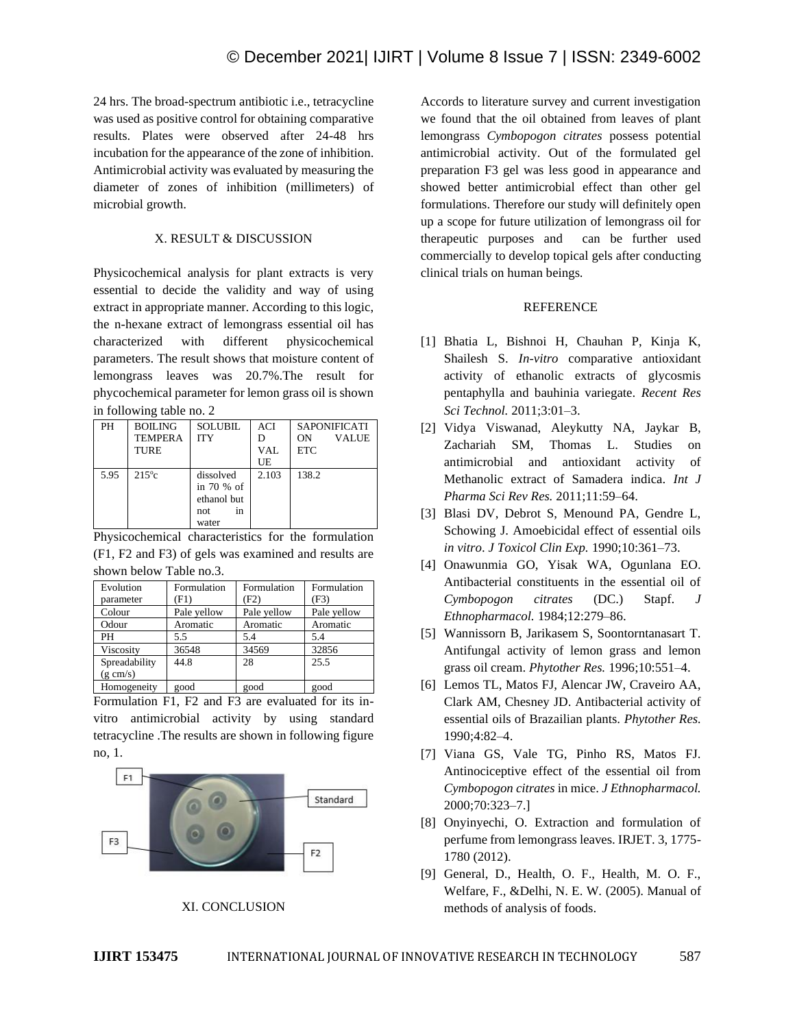24 hrs. The broad-spectrum antibiotic i.e., tetracycline was used as positive control for obtaining comparative results. Plates were observed after 24-48 hrs incubation for the appearance of the zone of inhibition. Antimicrobial activity was evaluated by measuring the diameter of zones of inhibition (millimeters) of microbial growth.

## X. RESULT & DISCUSSION

Physicochemical analysis for plant extracts is very essential to decide the validity and way of using extract in appropriate manner. According to this logic, the n-hexane extract of lemongrass essential oil has characterized with different physicochemical parameters. The result shows that moisture content of lemongrass leaves was 20.7%.The result for phycochemical parameter for lemon grass oil is shown in following table no. 2

| PH | BOILING TEMPERATURE | SOLUBILITY | ACID VALUE | SAPONIFICATION VALUE ETC |
|---|---|---|---|---|
| 5.95 | 215°c | dissolved in 70 % of ethanol but not in water | 2.103 | 138.2 |

Physicochemical characteristics for the formulation (F1, F2 and F3) of gels was examined and results are shown below Table no.3.

| Evolution parameter | Formulation (F1) | Formulation (F2) | Formulation (F3) |
|---|---|---|---|
| Colour | Pale yellow | Pale yellow | Pale yellow |
| Odour | Aromatic | Aromatic | Aromatic |
| PH | 5.5 | 5.4 | 5.4 |
| Viscosity | 36548 | 34569 | 32856 |
| Spreadability (g cm/s) | 44.8 | 28 | 25.5 |
| Homogeneity | good | good | good |

Formulation F1, F2 and F3 are evaluated for its in-vitro antimicrobial activity by using standard tetracycline .The results are shown in following figure no, 1.

## XI. CONCLUSION

Accords to literature survey and current investigation we found that the oil obtained from leaves of plant lemongrass *Cymbopogon citrates* possess potential antimicrobial activity. Out of the formulated gel preparation F3 gel was less good in appearance and showed better antimicrobial effect than other gel formulations. Therefore our study will definitely open up a scope for future utilization of lemongrass oil for therapeutic purposes and can be further used commercially to develop topical gels after conducting clinical trials on human beings.

## REFERENCE

[1] Bhatia L, Bishnoi H, Chauhan P, Kinja K, Shailesh S. *In-vitro* comparative antioxidant activity of ethanolic extracts of glycosmis pentaphylla and bauhinia variegate. *Recent Res Sci Technol.* 2011;3:01–3.

[2] Vidya Viswanad, Aleykutty NA, Jaykar B, Zachariah SM, Thomas L. Studies on antimicrobial and antioxidant activity of Methanolic extract of Samadera indica. *Int J Pharma Sci Rev Res.* 2011;11:59–64.

[3] Blasi DV, Debrot S, Menound PA, Gendre L, Schowing J. Amoebicidal effect of essential oils *in vitro*. *J Toxicol Clin Exp.* 1990;10:361–73.

[4] Onawunmia GO, Yisak WA, Ogunlana EO. Antibacterial constituents in the essential oil of *Cymbopogon citrates* (DC.) Stapf. *J Ethnopharmacol.* 1984;12:279–86.

[5] Wannissorn B, Jarikasem S, Soontorntanasart T. Antifungal activity of lemon grass and lemon grass oil cream. *Phytother Res.* 1996;10:551–4.

[6] Lemos TL, Matos FJ, Alencar JW, Craveiro AA, Clark AM, Chesney JD. Antibacterial activity of essential oils of Brazailian plants. *Phytother Res.* 1990;4:82–4.

[7] Viana GS, Vale TG, Pinho RS, Matos FJ. Antinociceptive effect of the essential oil from *Cymbopogon citrates* in mice. *J Ethnopharmacol.* 2000;70:323–7.]

[8] Onyinyechi, O. Extraction and formulation of perfume from lemongrass leaves. IRJET. 3, 1775-1780 (2012).

[9] General, D., Health, O. F., Health, M. O. F., Welfare, F., &Delhi, N. E. W. (2005). Manual of methods of analysis of foods.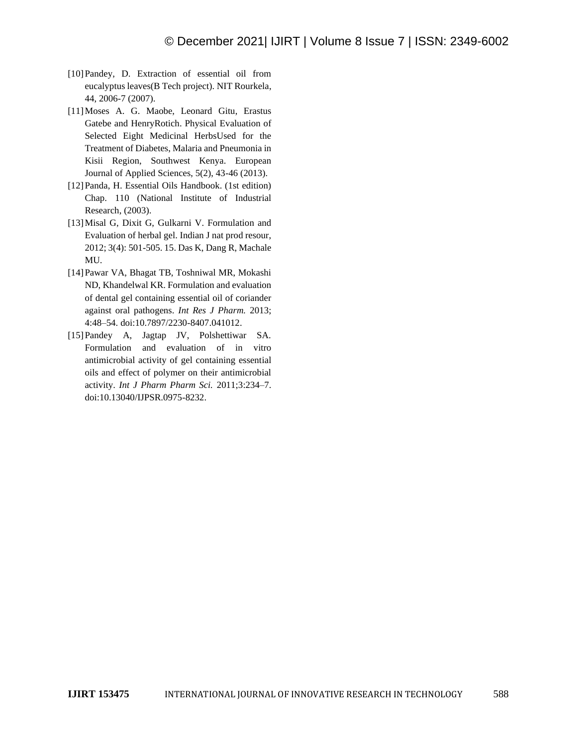[10] Pandey, D. Extraction of essential oil from eucalyptus leaves(B Tech project). NIT Rourkela, 44, 2006-7 (2007).

[11] Moses A. G. Maobe, Leonard Gitu, Erastus Gatebe and HenryRotich. Physical Evaluation of Selected Eight Medicinal HerbsUsed for the Treatment of Diabetes, Malaria and Pneumonia in Kisii Region, Southwest Kenya. European Journal of Applied Sciences, 5(2), 43-46 (2013).

[12] Panda, H. Essential Oils Handbook. (1st edition) Chap. 110 (National Institute of Industrial Research, (2003).

[13] Misal G, Dixit G, Gulkarni V. Formulation and Evaluation of herbal gel. Indian J nat prod resour, 2012; 3(4): 501-505. 15. Das K, Dang R, Machale MU.

[14] Pawar VA, Bhagat TB, Toshniwal MR, Mokashi ND, Khandelwal KR. Formulation and evaluation of dental gel containing essential oil of coriander against oral pathogens. *Int Res J Pharm.* 2013; 4:48–54. doi:10.7897/2230-8407.041012.

[15] Pandey A, Jagtap JV, Polshettiwar SA. Formulation and evaluation of in vitro antimicrobial activity of gel containing essential oils and effect of polymer on their antimicrobial activity. *Int J Pharm Pharm Sci.* 2011;3:234–7. doi:10.13040/IJPSR.0975-8232.